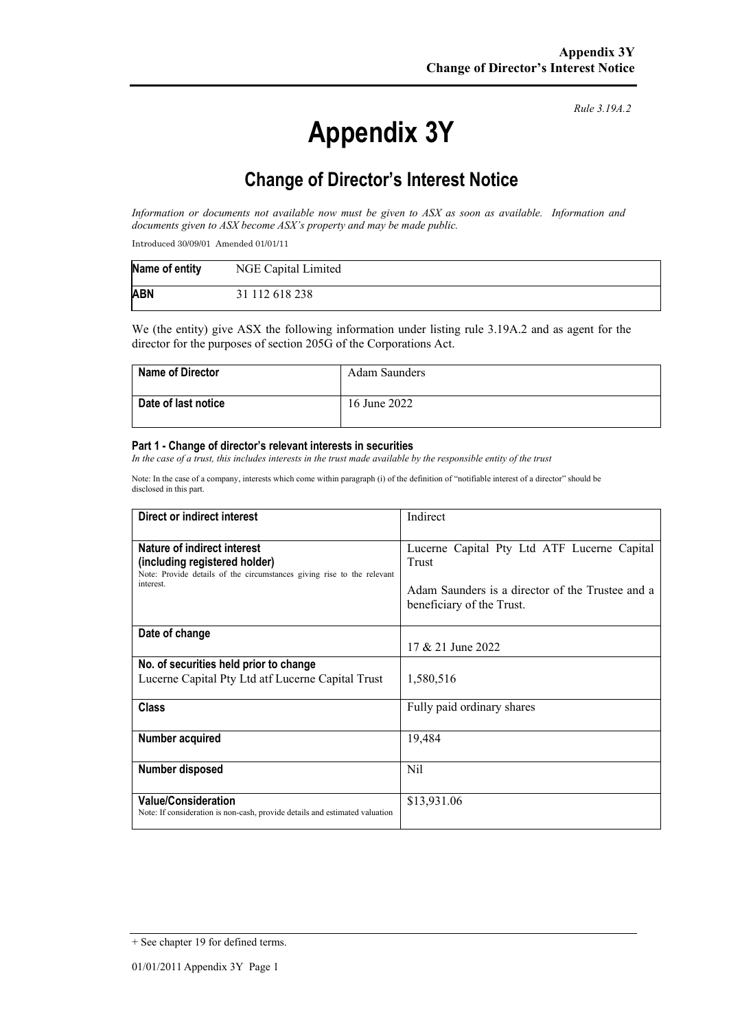*Rule 3.19A.2*

# Appendix 3Y

## Change of Director's Interest Notice

*Information or documents not available now must be given to ASX as soon as available. Information and documents given to ASX become ASX's property and may be made public.*

Introduced 30/09/01 Amended 01/01/11

| **Name of entity** | NGE Capital Limited |
|---|---|
| **ABN** | 31 112 618 238 |

We (the entity) give ASX the following information under listing rule 3.19A.2 and as agent for the director for the purposes of section 205G of the Corporations Act.

| **Name of Director** | Adam Saunders |
|---|---|
| **Date of last notice** | 16 June 2022 |

### Part 1 - Change of director's relevant interests in securities

*In the case of a trust, this includes interests in the trust made available by the responsible entity of the trust*

Note: In the case of a company, interests which come within paragraph (i) of the definition of "notifiable interest of a director" should be disclosed in this part.

| **Direct or indirect interest** | Indirect |
|---|---|
| **Nature of indirect interest (including registered holder)**<br>Note: Provide details of the circumstances giving rise to the relevant interest. | Lucerne Capital Pty Ltd ATF Lucerne Capital Trust<br><br>Adam Saunders is a director of the Trustee and a beneficiary of the Trust. |
| **Date of change** | 17 & 21 June 2022 |
| **No. of securities held prior to change**<br>Lucerne Capital Pty Ltd atf Lucerne Capital Trust | 1,580,516 |
| **Class** | Fully paid ordinary shares |
| **Number acquired** | 19,484 |
| **Number disposed** | Nil |
| **Value/Consideration**<br>Note: If consideration is non-cash, provide details and estimated valuation | $13,931.06 |

+ See chapter 19 for defined terms.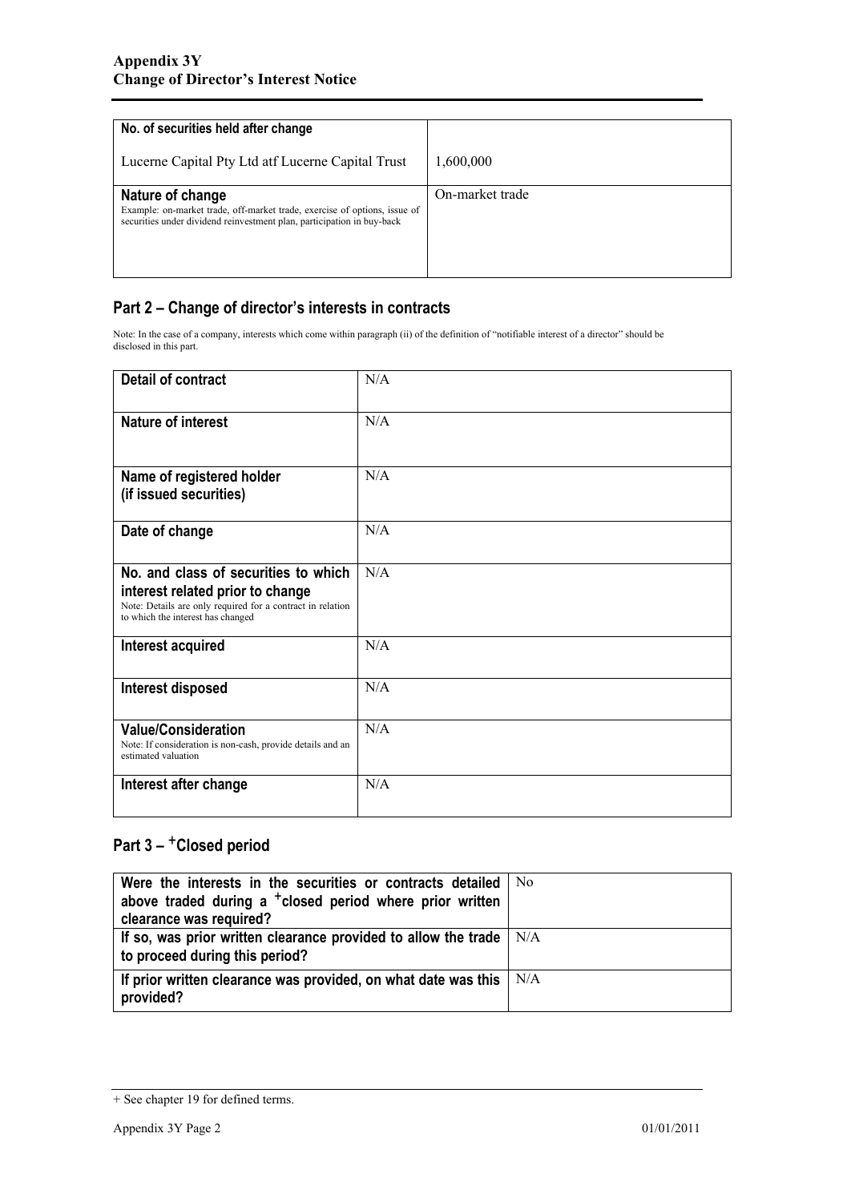| | |
|---|---|
| **No. of securities held after change**<br><br>Lucerne Capital Pty Ltd atf Lucerne Capital Trust | <br><br>1,600,000 |
| **Nature of change**<br>Example: on-market trade, off-market trade, exercise of options, issue of securities under dividend reinvestment plan, participation in buy-back | On-market trade |

## Part 2 – Change of director's interests in contracts

Note: In the case of a company, interests which come within paragraph (ii) of the definition of "notifiable interest of a director" should be disclosed in this part.

| | |
|---|---|
| **Detail of contract** | N/A |
| **Nature of interest** | N/A |
| **Name of registered holder (if issued securities)** | N/A |
| **Date of change** | N/A |
| **No. and class of securities to which interest related prior to change**<br>Note: Details are only required for a contract in relation to which the interest has changed | N/A |
| **Interest acquired** | N/A |
| **Interest disposed** | N/A |
| **Value/Consideration**<br>Note: If consideration is non-cash, provide details and an estimated valuation | N/A |
| **Interest after change** | N/A |

## Part 3 – +Closed period

| | |
|---|---|
| **Were the interests in the securities or contracts detailed above traded during a +closed period where prior written clearance was required?** | No |
| **If so, was prior written clearance provided to allow the trade to proceed during this period?** | N/A |
| **If prior written clearance was provided, on what date was this provided?** | N/A |

+ See chapter 19 for defined terms.